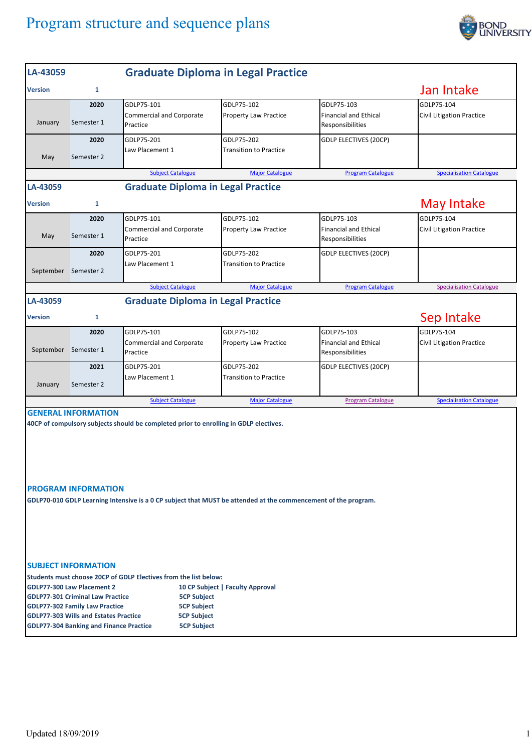# Program structure and sequence plans

## LA-43059 Graduate Diploma in Legal Practice

**Version** 1 — **Jan Intake**

| | | | | | |
|---|---|---|---|---|---|
| January | 2020 Semester 1 | GDLP75-101 Commercial and Corporate Practice | GDLP75-102 Property Law Practice | GDLP75-103 Financial and Ethical Responsibilities | GDLP75-104 Civil Litigation Practice |
| May | 2020 Semester 2 | GDLP75-201 Law Placement 1 | GDLP75-202 Transition to Practice | GDLP ELECTIVES (20CP) | |

Subject Catalogue | Major Catalogue | Program Catalogue | Specialisation Catalogue

## LA-43059 Graduate Diploma in Legal Practice

**Version** 1 — **May Intake**

| | | | | | |
|---|---|---|---|---|---|
| May | 2020 Semester 1 | GDLP75-101 Commercial and Corporate Practice | GDLP75-102 Property Law Practice | GDLP75-103 Financial and Ethical Responsibilities | GDLP75-104 Civil Litigation Practice |
| September | 2020 Semester 2 | GDLP75-201 Law Placement 1 | GDLP75-202 Transition to Practice | GDLP ELECTIVES (20CP) | |

Subject Catalogue | Major Catalogue | Program Catalogue | Specialisation Catalogue

## LA-43059 Graduate Diploma in Legal Practice

**Version** 1 — **Sep Intake**

| | | | | | |
|---|---|---|---|---|---|
| September | 2020 Semester 1 | GDLP75-101 Commercial and Corporate Practice | GDLP75-102 Property Law Practice | GDLP75-103 Financial and Ethical Responsibilities | GDLP75-104 Civil Litigation Practice |
| January | 2021 Semester 2 | GDLP75-201 Law Placement 1 | GDLP75-202 Transition to Practice | GDLP ELECTIVES (20CP) | |

Subject Catalogue | Major Catalogue | Program Catalogue | Specialisation Catalogue

### GENERAL INFORMATION

**40CP of compulsory subjects should be completed prior to enrolling in GDLP electives.**

### PROGRAM INFORMATION

**GDLP70-010 GDLP Learning Intensive is a 0 CP subject that MUST be attended at the commencement of the program.**

### SUBJECT INFORMATION

**Students must choose 20CP of GDLP Electives from the list below:**

| Subject | Details |
|---|---|
| GDLP77-300 Law Placement 2 | 10 CP Subject \| Faculty Approval |
| GDLP77-301 Criminal Law Practice | 5CP Subject |
| GDLP77-302 Family Law Practice | 5CP Subject |
| GDLP77-303 Wills and Estates Practice | 5CP Subject |
| GDLP77-304 Banking and Finance Practice | 5CP Subject |

Updated 18/09/2019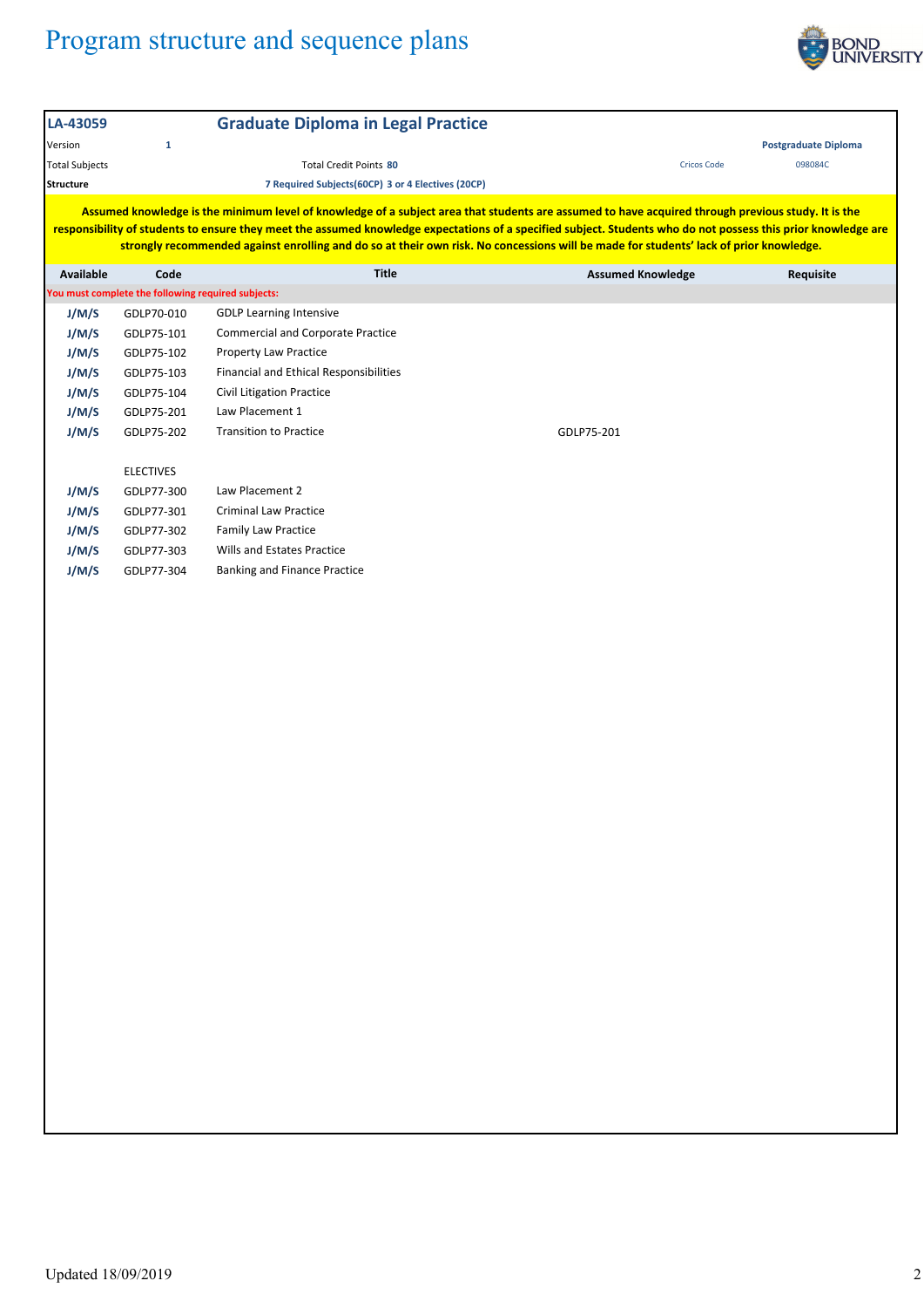# Program structure and sequence plans

## LA-43059 Graduate Diploma in Legal Practice

| | | | |
|---|---|---|---|
| Version | 1 | | Postgraduate Diploma |
| Total Subjects | Total Credit Points **80** | Cricos Code | 098084C |
| **Structure** | **7 Required Subjects(60CP) 3 or 4 Electives (20CP)** | | |

**Assumed knowledge is the minimum level of knowledge of a subject area that students are assumed to have acquired through previous study. It is the responsibility of students to ensure they meet the assumed knowledge expectations of a specified subject. Students who do not possess this prior knowledge are strongly recommended against enrolling and do so at their own risk. No concessions will be made for students' lack of prior knowledge.**

| Available | Code | Title | Assumed Knowledge | Requisite |
|---|---|---|---|---|
| **You must complete the following required subjects:** | | | | |
| J/M/S | GDLP70-010 | GDLP Learning Intensive | | |
| J/M/S | GDLP75-101 | Commercial and Corporate Practice | | |
| J/M/S | GDLP75-102 | Property Law Practice | | |
| J/M/S | GDLP75-103 | Financial and Ethical Responsibilities | | |
| J/M/S | GDLP75-104 | Civil Litigation Practice | | |
| J/M/S | GDLP75-201 | Law Placement 1 | | |
| J/M/S | GDLP75-202 | Transition to Practice | GDLP75-201 | |
| | ELECTIVES | | | |
| J/M/S | GDLP77-300 | Law Placement 2 | | |
| J/M/S | GDLP77-301 | Criminal Law Practice | | |
| J/M/S | GDLP77-302 | Family Law Practice | | |
| J/M/S | GDLP77-303 | Wills and Estates Practice | | |
| J/M/S | GDLP77-304 | Banking and Finance Practice | | |

Updated 18/09/2019